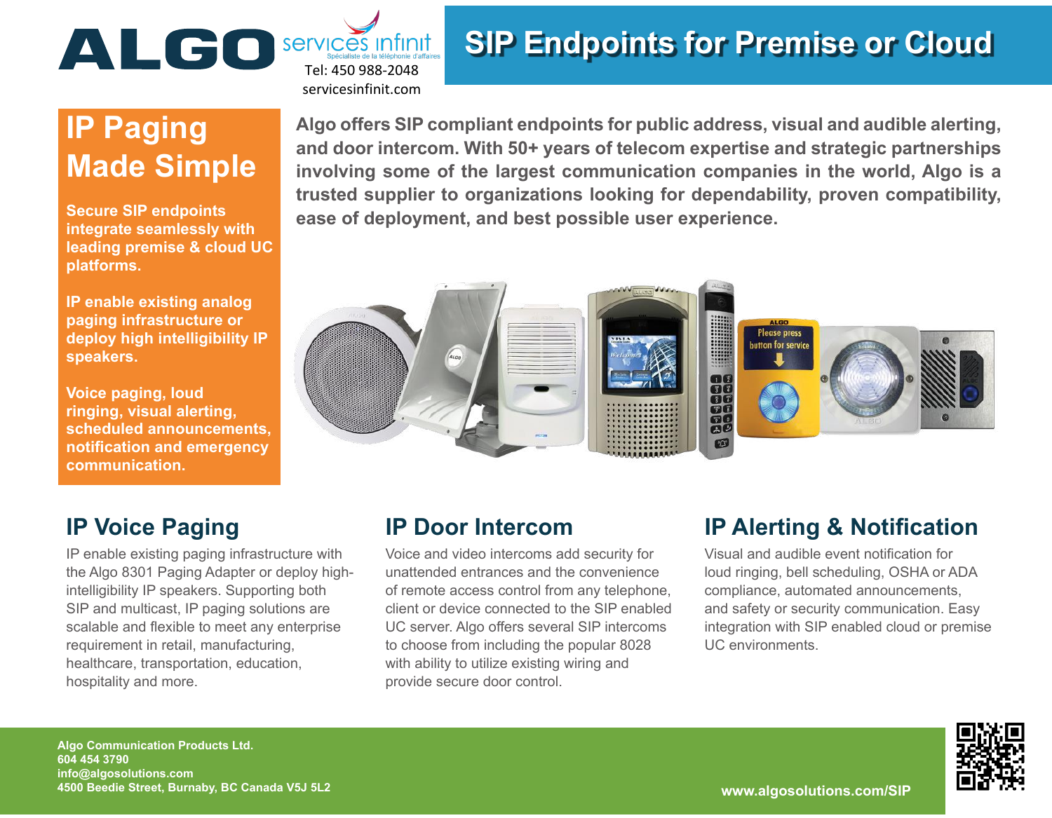ALGO

services infinit
Spécialiste de la téléphonie d'affaires
Tel: 450 988-2048
servicesinfinit.com

# SIP Endpoints for Premise or Cloud

## IP Paging Made Simple

**Secure SIP endpoints integrate seamlessly with leading premise & cloud UC platforms.**

**IP enable existing analog paging infrastructure or deploy high intelligibility IP speakers.**

**Voice paging, loud ringing, visual alerting, scheduled announcements, notification and emergency communication.**

**Algo offers SIP compliant endpoints for public address, visual and audible alerting, and door intercom. With 50+ years of telecom expertise and strategic partnerships involving some of the largest communication companies in the world, Algo is a trusted supplier to organizations looking for dependability, proven compatibility, ease of deployment, and best possible user experience.**

## IP Voice Paging

IP enable existing paging infrastructure with the Algo 8301 Paging Adapter or deploy high-intelligibility IP speakers. Supporting both SIP and multicast, IP paging solutions are scalable and flexible to meet any enterprise requirement in retail, manufacturing, healthcare, transportation, education, hospitality and more.

## IP Door Intercom

Voice and video intercoms add security for unattended entrances and the convenience of remote access control from any telephone, client or device connected to the SIP enabled UC server. Algo offers several SIP intercoms to choose from including the popular 8028 with ability to utilize existing wiring and provide secure door control.

## IP Alerting & Notification

Visual and audible event notification for loud ringing, bell scheduling, OSHA or ADA compliance, automated announcements, and safety or security communication. Easy integration with SIP enabled cloud or premise UC environments.

**Algo Communication Products Ltd.**
**604 454 3790**
**info@algosolutions.com**
**4500 Beedie Street, Burnaby, BC Canada V5J 5L2**

**www.algosolutions.com/SIP**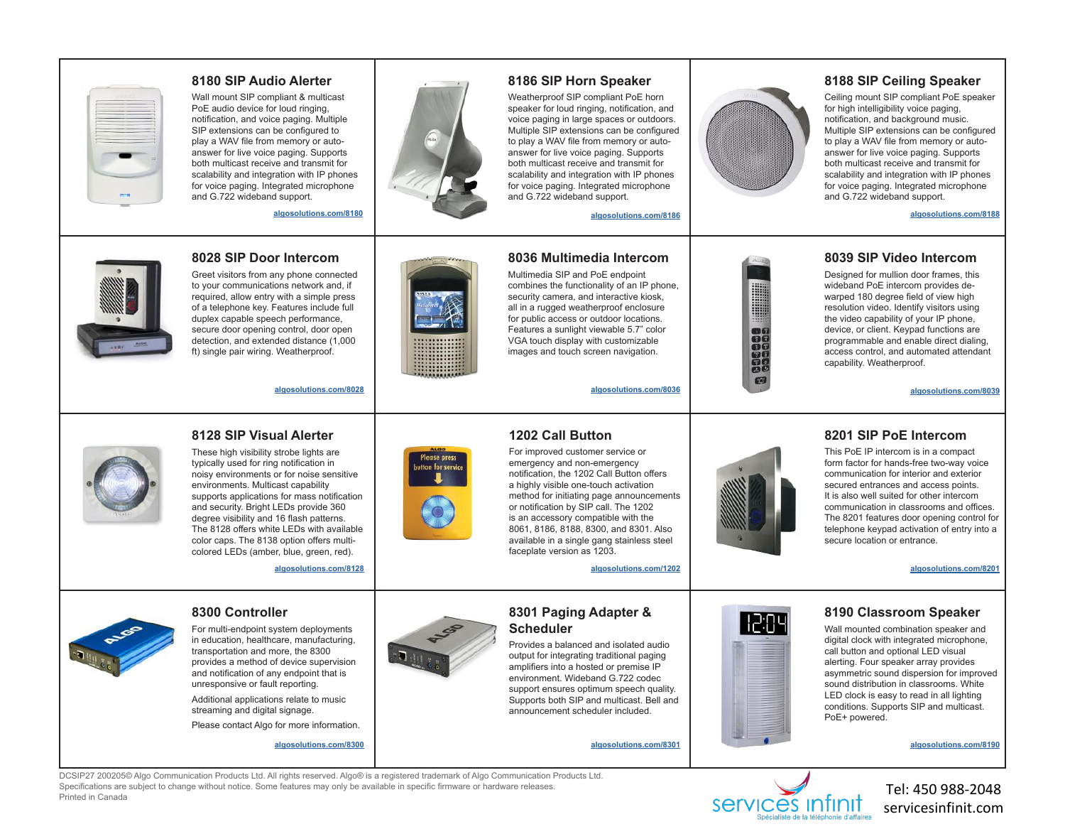## 8180 SIP Audio Alerter

Wall mount SIP compliant & multicast PoE audio device for loud ringing, notification, and voice paging. Multiple SIP extensions can be configured to play a WAV file from memory or auto-answer for live voice paging. Supports both multicast receive and transmit for scalability and integration with IP phones for voice paging. Integrated microphone and G.722 wideband support.

algosolutions.com/8180

## 8186 SIP Horn Speaker

Weatherproof SIP compliant PoE horn speaker for loud ringing, notification, and voice paging in large spaces or outdoors. Multiple SIP extensions can be configured to play a WAV file from memory or auto-answer for live voice paging. Supports both multicast receive and transmit for scalability and integration with IP phones for voice paging. Integrated microphone and G.722 wideband support.

algosolutions.com/8186

## 8188 SIP Ceiling Speaker

Ceiling mount SIP compliant PoE speaker for high intelligibility voice paging, notification, and background music. Multiple SIP extensions can be configured to play a WAV file from memory or auto-answer for live voice paging. Supports both multicast receive and transmit for scalability and integration with IP phones for voice paging. Integrated microphone and G.722 wideband support.

algosolutions.com/8188

## 8028 SIP Door Intercom

Greet visitors from any phone connected to your communications network and, if required, allow entry with a simple press of a telephone key. Features include full duplex capable speech performance, secure door opening control, door open detection, and extended distance (1,000 ft) single pair wiring. Weatherproof.

algosolutions.com/8028

## 8036 Multimedia Intercom

Multimedia SIP and PoE endpoint combines the functionality of an IP phone, security camera, and interactive kiosk, all in a rugged weatherproof enclosure for public access or outdoor locations. Features a sunlight viewable 5.7" color VGA touch display with customizable images and touch screen navigation.

algosolutions.com/8036

## 8039 SIP Video Intercom

Designed for mullion door frames, this wideband PoE intercom provides de-warped 180 degree field of view high resolution video. Identify visitors using the video capability of your IP phone, device, or client. Keypad functions are programmable and enable direct dialing, access control, and automated attendant capability. Weatherproof.

algosolutions.com/8039

## 8128 SIP Visual Alerter

These high visibility strobe lights are typically used for ring notification in noisy environments or for noise sensitive environments. Multicast capability supports applications for mass notification and security. Bright LEDs provide 360 degree visibility and 16 flash patterns. The 8128 offers white LEDs with available color caps. The 8138 option offers multi-colored LEDs (amber, blue, green, red).

algosolutions.com/8128

## 1202 Call Button

For improved customer service or emergency and non-emergency notification, the 1202 Call Button offers a highly visible one-touch activation method for initiating page announcements or notification by SIP call. The 1202 is an accessory compatible with the 8061, 8186, 8188, 8300, and 8301. Also available in a single gang stainless steel faceplate version as 1203.

algosolutions.com/1202

## 8201 SIP PoE Intercom

This PoE IP intercom is in a compact form factor for hands-free two-way voice communication for interior and exterior secured entrances and access points. It is also well suited for other intercom communication in classrooms and offices. The 8201 features door opening control for telephone keypad activation of entry into a secure location or entrance.

algosolutions.com/8201

## 8300 Controller

For multi-endpoint system deployments in education, healthcare, manufacturing, transportation and more, the 8300 provides a method of device supervision and notification of any endpoint that is unresponsive or fault reporting.

Additional applications relate to music streaming and digital signage.

Please contact Algo for more information.

algosolutions.com/8300

## 8301 Paging Adapter & Scheduler

Provides a balanced and isolated audio output for integrating traditional paging amplifiers into a hosted or premise IP environment. Wideband G.722 codec support ensures optimum speech quality. Supports both SIP and multicast. Bell and announcement scheduler included.

algosolutions.com/8301

## 8190 Classroom Speaker

Wall mounted combination speaker and digital clock with integrated microphone, call button and optional LED visual alerting. Four speaker array provides asymmetric sound dispersion for improved sound distribution in classrooms. White LED clock is easy to read in all lighting conditions. Supports SIP and multicast. PoE+ powered.

algosolutions.com/8190

DCSIP27 200205© Algo Communication Products Ltd. All rights reserved. Algo® is a registered trademark of Algo Communication Products Ltd.
Specifications are subject to change without notice. Some features may only be available in specific firmware or hardware releases.
Printed in Canada

services infinit
Spécialiste de la téléphonie d'affaires

Tel: 450 988-2048
servicesinfinit.com